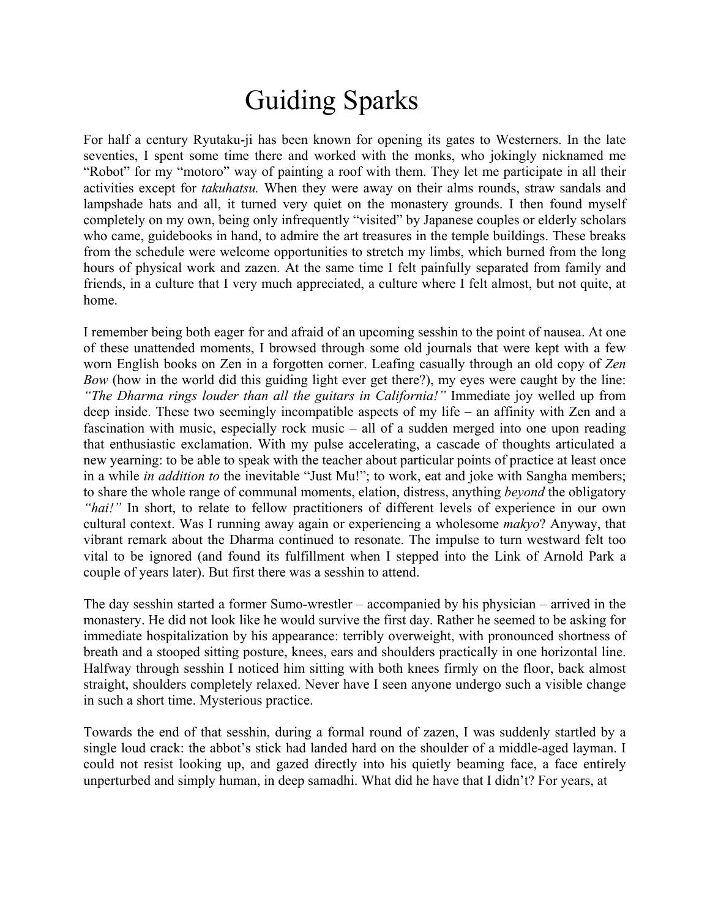# Guiding Sparks

For half a century Ryutaku-ji has been known for opening its gates to Westerners. In the late seventies, I spent some time there and worked with the monks, who jokingly nicknamed me "Robot" for my "motoro" way of painting a roof with them. They let me participate in all their activities except for *takuhatsu.* When they were away on their alms rounds, straw sandals and lampshade hats and all, it turned very quiet on the monastery grounds. I then found myself completely on my own, being only infrequently "visited" by Japanese couples or elderly scholars who came, guidebooks in hand, to admire the art treasures in the temple buildings. These breaks from the schedule were welcome opportunities to stretch my limbs, which burned from the long hours of physical work and zazen. At the same time I felt painfully separated from family and friends, in a culture that I very much appreciated, a culture where I felt almost, but not quite, at home.

I remember being both eager for and afraid of an upcoming sesshin to the point of nausea. At one of these unattended moments, I browsed through some old journals that were kept with a few worn English books on Zen in a forgotten corner. Leafing casually through an old copy of *Zen Bow* (how in the world did this guiding light ever get there?), my eyes were caught by the line: *"The Dharma rings louder than all the guitars in California!"* Immediate joy welled up from deep inside. These two seemingly incompatible aspects of my life – an affinity with Zen and a fascination with music, especially rock music – all of a sudden merged into one upon reading that enthusiastic exclamation. With my pulse accelerating, a cascade of thoughts articulated a new yearning: to be able to speak with the teacher about particular points of practice at least once in a while *in addition to* the inevitable "Just Mu!"; to work, eat and joke with Sangha members; to share the whole range of communal moments, elation, distress, anything *beyond* the obligatory *"hai!"* In short, to relate to fellow practitioners of different levels of experience in our own cultural context. Was I running away again or experiencing a wholesome *makyo*? Anyway, that vibrant remark about the Dharma continued to resonate. The impulse to turn westward felt too vital to be ignored (and found its fulfillment when I stepped into the Link of Arnold Park a couple of years later). But first there was a sesshin to attend.

The day sesshin started a former Sumo-wrestler – accompanied by his physician – arrived in the monastery. He did not look like he would survive the first day. Rather he seemed to be asking for immediate hospitalization by his appearance: terribly overweight, with pronounced shortness of breath and a stooped sitting posture, knees, ears and shoulders practically in one horizontal line. Halfway through sesshin I noticed him sitting with both knees firmly on the floor, back almost straight, shoulders completely relaxed. Never have I seen anyone undergo such a visible change in such a short time. Mysterious practice.

Towards the end of that sesshin, during a formal round of zazen, I was suddenly startled by a single loud crack: the abbot's stick had landed hard on the shoulder of a middle-aged layman. I could not resist looking up, and gazed directly into his quietly beaming face, a face entirely unperturbed and simply human, in deep samadhi. What did he have that I didn't? For years, at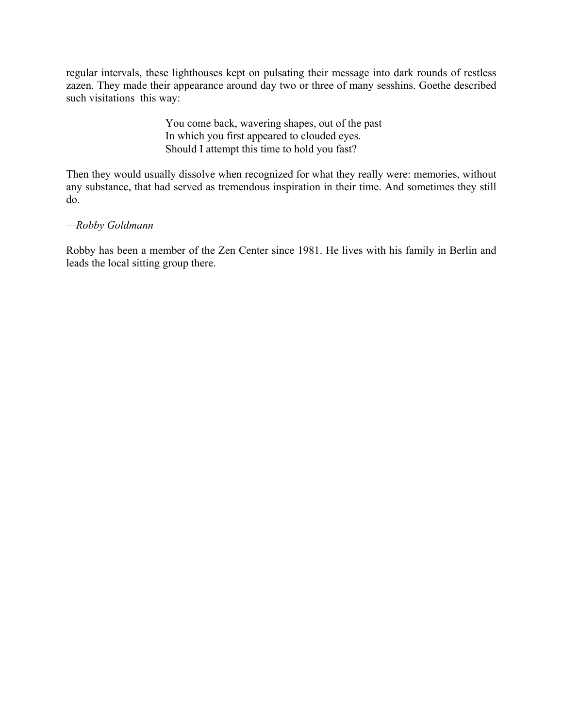regular intervals, these lighthouses kept on pulsating their message into dark rounds of restless zazen. They made their appearance around day two or three of many sesshins. Goethe described such visitations this way:

> You come back, wavering shapes, out of the past
> In which you first appeared to clouded eyes.
> Should I attempt this time to hold you fast?

Then they would usually dissolve when recognized for what they really were: memories, without any substance, that had served as tremendous inspiration in their time. And sometimes they still do.

—*Robby Goldmann*

Robby has been a member of the Zen Center since 1981. He lives with his family in Berlin and leads the local sitting group there.